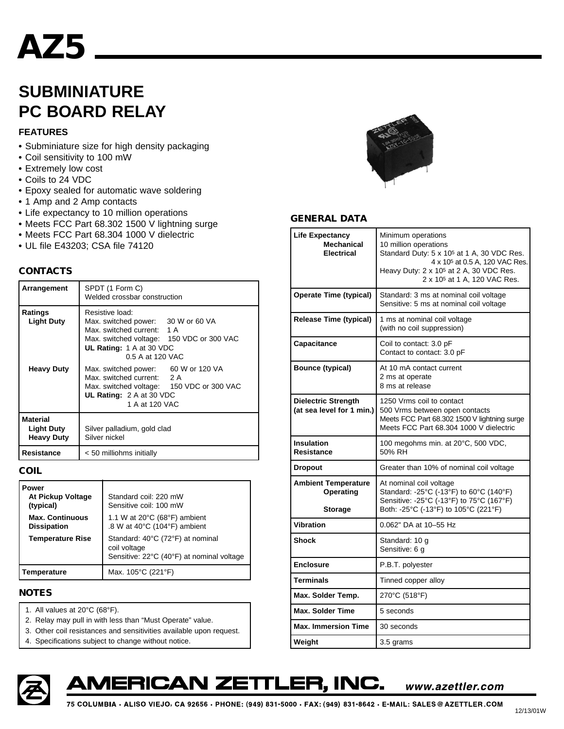# AZ5

## SUBMINIATURE PC BOARD RELAY

### FEATURES

- Subminiature size for high density packaging
- Coil sensitivity to 100 mW
- Extremely low cost
- Coils to 24 VDC
- Epoxy sealed for automatic wave soldering
- 1 Amp and 2 Amp contacts
- Life expectancy to 10 million operations
- Meets FCC Part 68.302 1500 V lightning surge
- Meets FCC Part 68.304 1000 V dielectric
- UL file E43203; CSA file 74120

### CONTACTS

| | |
|---|---|
| **Arrangement** | SPDT (1 Form C)<br>Welded crossbar construction |
| **Ratings**<br>**Light Duty** | Resistive load:<br>Max. switched power: 30 W or 60 VA<br>Max. switched current: 1 A<br>Max. switched voltage: 150 VDC or 300 VAC<br>**UL Rating:** 1 A at 30 VDC<br>0.5 A at 120 VAC |
| **Heavy Duty** | Max. switched power: 60 W or 120 VA<br>Max. switched current: 2 A<br>Max. switched voltage: 150 VDC or 300 VAC<br>**UL Rating:** 2 A at 30 VDC<br>1 A at 120 VAC |
| **Material**<br>**Light Duty**<br>**Heavy Duty** | Silver palladium, gold clad<br>Silver nickel |
| **Resistance** | < 50 milliohms initially |

### COIL

| | |
|---|---|
| **Power**<br>**At Pickup Voltage (typical)** | Standard coil: 220 mW<br>Sensitive coil: 100 mW |
| **Max. Continuous Dissipation** | 1.1 W at 20°C (68°F) ambient<br>.8 W at 40°C (104°F) ambient |
| **Temperature Rise** | Standard: 40°C (72°F) at nominal coil voltage<br>Sensitive: 22°C (40°F) at nominal voltage |
| **Temperature** | Max. 105°C (221°F) |

### NOTES

1. All values at 20°C (68°F).
2. Relay may pull in with less than "Must Operate" value.
3. Other coil resistances and sensitivities available upon request.
4. Specifications subject to change without notice.

### GENERAL DATA

| | |
|---|---|
| **Life Expectancy**<br>**Mechanical**<br>**Electrical** | Minimum operations<br>10 million operations<br>Standard Duty: 5 x $10^5$ at 1 A, 30 VDC Res.<br>4 x $10^5$ at 0.5 A, 120 VAC Res.<br>Heavy Duty: 2 x $10^5$ at 2 A, 30 VDC Res.<br>2 x $10^5$ at 1 A, 120 VAC Res. |
| **Operate Time (typical)** | Standard: 3 ms at nominal coil voltage<br>Sensitive: 5 ms at nominal coil voltage |
| **Release Time (typical)** | 1 ms at nominal coil voltage<br>(with no coil suppression) |
| **Capacitance** | Coil to contact: 3.0 pF<br>Contact to contact: 3.0 pF |
| **Bounce (typical)** | At 10 mA contact current<br>2 ms at operate<br>8 ms at release |
| **Dielectric Strength (at sea level for 1 min.)** | 1250 Vrms coil to contact<br>500 Vrms between open contacts<br>Meets FCC Part 68.302 1500 V lightning surge<br>Meets FCC Part 68.304 1000 V dielectric |
| **Insulation Resistance** | 100 megohms min. at 20°C, 500 VDC, 50% RH |
| **Dropout** | Greater than 10% of nominal coil voltage |
| **Ambient Temperature**<br>**Operating**<br>**Storage** | At nominal coil voltage<br>Standard: -25°C (-13°F) to 60°C (140°F)<br>Sensitive: -25°C (-13°F) to 75°C (167°F)<br>Both: -25°C (-13°F) to 105°C (221°F) |
| **Vibration** | 0.062" DA at 10–55 Hz |
| **Shock** | Standard: 10 g<br>Sensitive: 6 g |
| **Enclosure** | P.B.T. polyester |
| **Terminals** | Tinned copper alloy |
| **Max. Solder Temp.** | 270°C (518°F) |
| **Max. Solder Time** | 5 seconds |
| **Max. Immersion Time** | 30 seconds |
| **Weight** | 3.5 grams |

**AMERICAN ZETTLER, INC.** *www.azettler.com*

75 COLUMBIA · ALISO VIEJO, CA 92656 · PHONE: (949) 831-5000 · FAX: (949) 831-8642 · E-MAIL: SALES@AZETTLER.COM

12/13/01W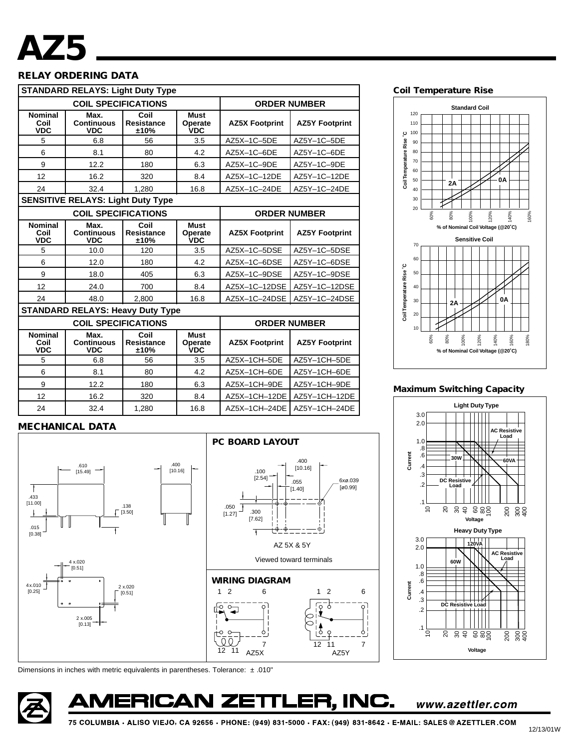# AZ5

## RELAY ORDERING DATA

| STANDARD RELAYS: Light Duty Type | | | | | |
|---|---|---|---|---|---|
| **COIL SPECIFICATIONS** | | | | **ORDER NUMBER** | |
| **Nominal Coil VDC** | **Max. Continuous VDC** | **Coil Resistance ±10%** | **Must Operate VDC** | **AZ5X Footprint** | **AZ5Y Footprint** |
| 5 | 6.8 | 56 | 3.5 | AZ5X–1C–5DE | AZ5Y–1C–5DE |
| 6 | 8.1 | 80 | 4.2 | AZ5X–1C–6DE | AZ5Y–1C–6DE |
| 9 | 12.2 | 180 | 6.3 | AZ5X–1C–9DE | AZ5Y–1C–9DE |
| 12 | 16.2 | 320 | 8.4 | AZ5X–1C–12DE | AZ5Y–1C–12DE |
| 24 | 32.4 | 1,280 | 16.8 | AZ5X–1C–24DE | AZ5Y–1C–24DE |

| SENSITIVE RELAYS: Light Duty Type | | | | | |
|---|---|---|---|---|---|
| **COIL SPECIFICATIONS** | | | | **ORDER NUMBER** | |
| **Nominal Coil VDC** | **Max. Continuous VDC** | **Coil Resistance ±10%** | **Must Operate VDC** | **AZ5X Footprint** | **AZ5Y Footprint** |
| 5 | 10.0 | 120 | 3.5 | AZ5X–1C–5DSE | AZ5Y–1C–5DSE |
| 6 | 12.0 | 180 | 4.2 | AZ5X–1C–6DSE | AZ5Y–1C–6DSE |
| 9 | 18.0 | 405 | 6.3 | AZ5X–1C–9DSE | AZ5Y–1C–9DSE |
| 12 | 24.0 | 700 | 8.4 | AZ5X–1C–12DSE | AZ5Y–1C–12DSE |
| 24 | 48.0 | 2,800 | 16.8 | AZ5X–1C–24DSE | AZ5Y–1C–24DSE |

| STANDARD RELAYS: Heavy Duty Type | | | | | |
|---|---|---|---|---|---|
| **COIL SPECIFICATIONS** | | | | **ORDER NUMBER** | |
| **Nominal Coil VDC** | **Max. Continuous VDC** | **Coil Resistance ±10%** | **Must Operate VDC** | **AZ5X Footprint** | **AZ5Y Footprint** |
| 5 | 6.8 | 56 | 3.5 | AZ5X–1CH–5DE | AZ5Y–1CH–5DE |
| 6 | 8.1 | 80 | 4.2 | AZ5X–1CH–6DE | AZ5Y–1CH–6DE |
| 9 | 12.2 | 180 | 6.3 | AZ5X–1CH–9DE | AZ5Y–1CH–9DE |
| 12 | 16.2 | 320 | 8.4 | AZ5X–1CH–12DE | AZ5Y–1CH–12DE |
| 24 | 32.4 | 1,280 | 16.8 | AZ5X–1CH–24DE | AZ5Y–1CH–24DE |

## Coil Temperature Rise

**Standard Coil**

Coil Temperature Rise °C

120, 110, 100, 90, 80, 70, 60, 50, 40, 30, 20

2A

0A

60%, 80%, 100%, 120%, 140%, 160%

% of Nominal Coil Voltage (@20°C)

**Sensitive Coil**

Coil Temperature Rise °C

70, 60, 50, 40, 30, 20, 10

2A

0A

60%, 80%, 100%, 120%, 140%, 160%, 180%

% of Nominal Coil Voltage (@20°C)

## MECHANICAL DATA

.610 [15.49]

.400 [10.16]

.433 [11.00]

.138 [3.50]

.015 [0.38]

4 x.020 [0.51]

4x.010 [0.25]

2 x.020 [0.51]

2 x.005 [0.13]

## PC BOARD LAYOUT

.400 [10.16]

.100 [2.54]

.055 [1.40]

6xø.039 [ø0.99]

.050 [1.27]

.300 [7.62]

AZ 5X & 5Y

Viewed toward terminals

## WIRING DIAGRAM

1 2 6

12 11 7

AZ5X

1 2 6

12 11 7

AZ5Y

## Maximum Switching Capacity

**Light Duty Type**

Current

3.0, 2.0, 1.0, .8, .6, .4, .3, .2, .1

AC Resistive Load

30W

60VA

DC Resistive Load

10, 20, 30, 40, 60, 80, 100, 200, 300, 400

Voltage

**Heavy Duty Type**

Current

3.0, 2.0, 1.0, .8, .6, .4, .3, .2, .1

120VA

AC Resistive Load

60W

DC Resistive Load

10, 20, 30, 40, 60, 80, 100, 200, 300, 400

Voltage

Dimensions in inches with metric equivalents in parentheses. Tolerance: ± .010"

**AMERICAN ZETTLER, INC.** *www.azettler.com*

75 COLUMBIA · ALISO VIEJO, CA 92656 · PHONE: (949) 831-5000 · FAX: (949) 831-8642 · E-MAIL: SALES@AZETTLER.COM

12/13/01W